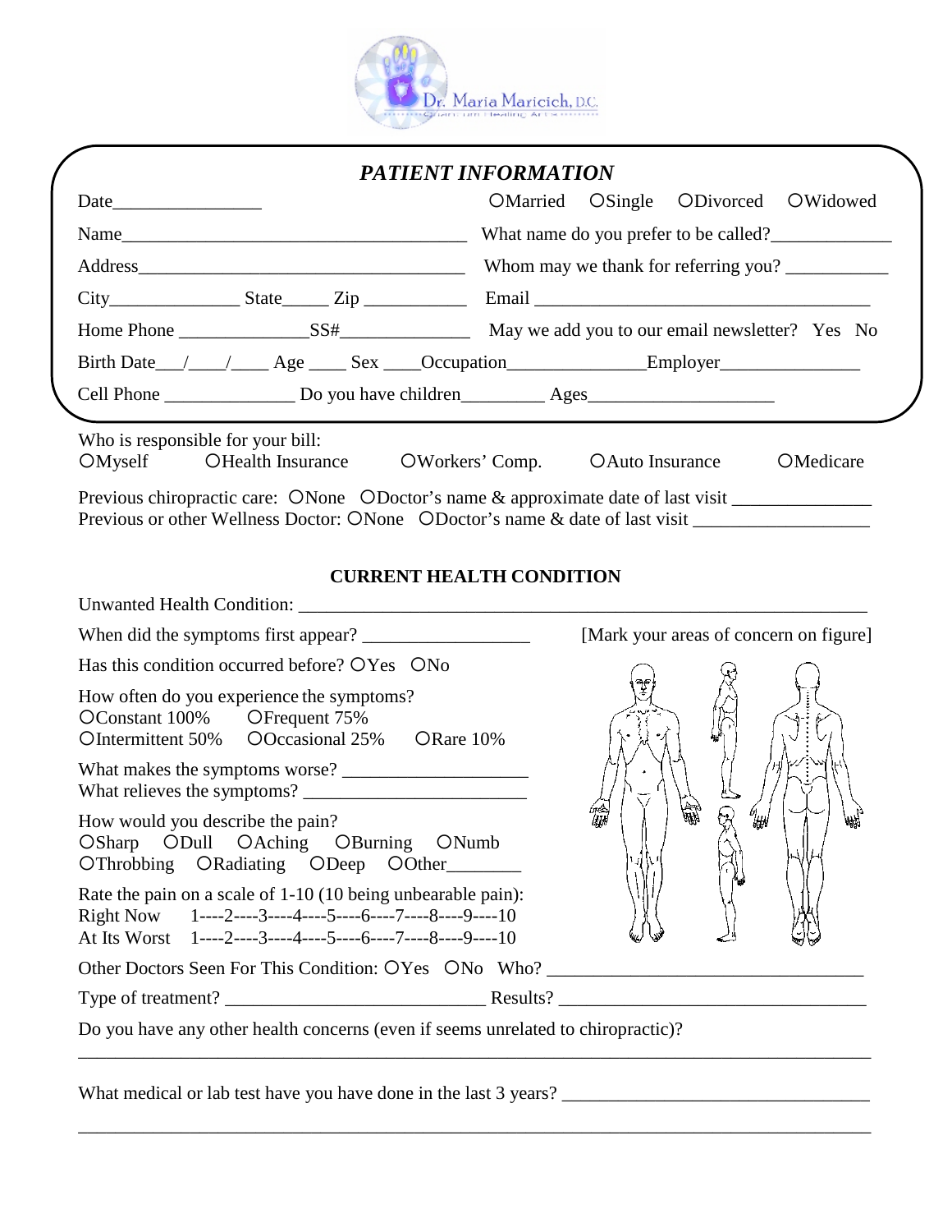Dr. Maria Maricich, D.C.

## *PATIENT INFORMATION*

Date________________ ○Married ○Single ○Divorced ○Widowed

Name______________________________________ What name do you prefer to be called?_____________

Address____________________________________ Whom may we thank for referring you? ___________

City______________ State_____ Zip ___________ Email ______________________________________

Home Phone ______________SS#______________ May we add you to our email newsletter? Yes No

Birth Date___/____/____ Age ____ Sex ____Occupation______________Employer_______________

Cell Phone ______________ Do you have children_________ Ages____________________

Who is responsible for your bill:
○Myself ○Health Insurance ○Workers' Comp. ○Auto Insurance ○Medicare

Previous chiropractic care: ○None ○Doctor's name & approximate date of last visit _______________
Previous or other Wellness Doctor: ○None ○Doctor's name & date of last visit ___________________

### CURRENT HEALTH CONDITION

Unwanted Health Condition: ______________________________________________________________

When did the symptoms first appear? __________________ [Mark your areas of concern on figure]

Has this condition occurred before? ○Yes ○No

How often do you experience the symptoms?
○Constant 100% ○Frequent 75%
○Intermittent 50% ○Occasional 25% ○Rare 10%

What makes the symptoms worse? ____________________
What relieves the symptoms? ________________________

How would you describe the pain?
○Sharp ○Dull ○Aching ○Burning ○Numb
○Throbbing ○Radiating ○Deep ○Other________

Rate the pain on a scale of 1-10 (10 being unbearable pain):
Right Now 1----2----3----4----5----6----7----8----9----10
At Its Worst 1----2----3----4----5----6----7----8----9----10

Other Doctors Seen For This Condition: ○Yes ○No Who? __________________________________

Type of treatment? ____________________________ Results? ________________________________

Do you have any other health concerns (even if seems unrelated to chiropractic)?
_____________________________________________________________________________________

What medical or lab test have you have done in the last 3 years? _________________________________
_____________________________________________________________________________________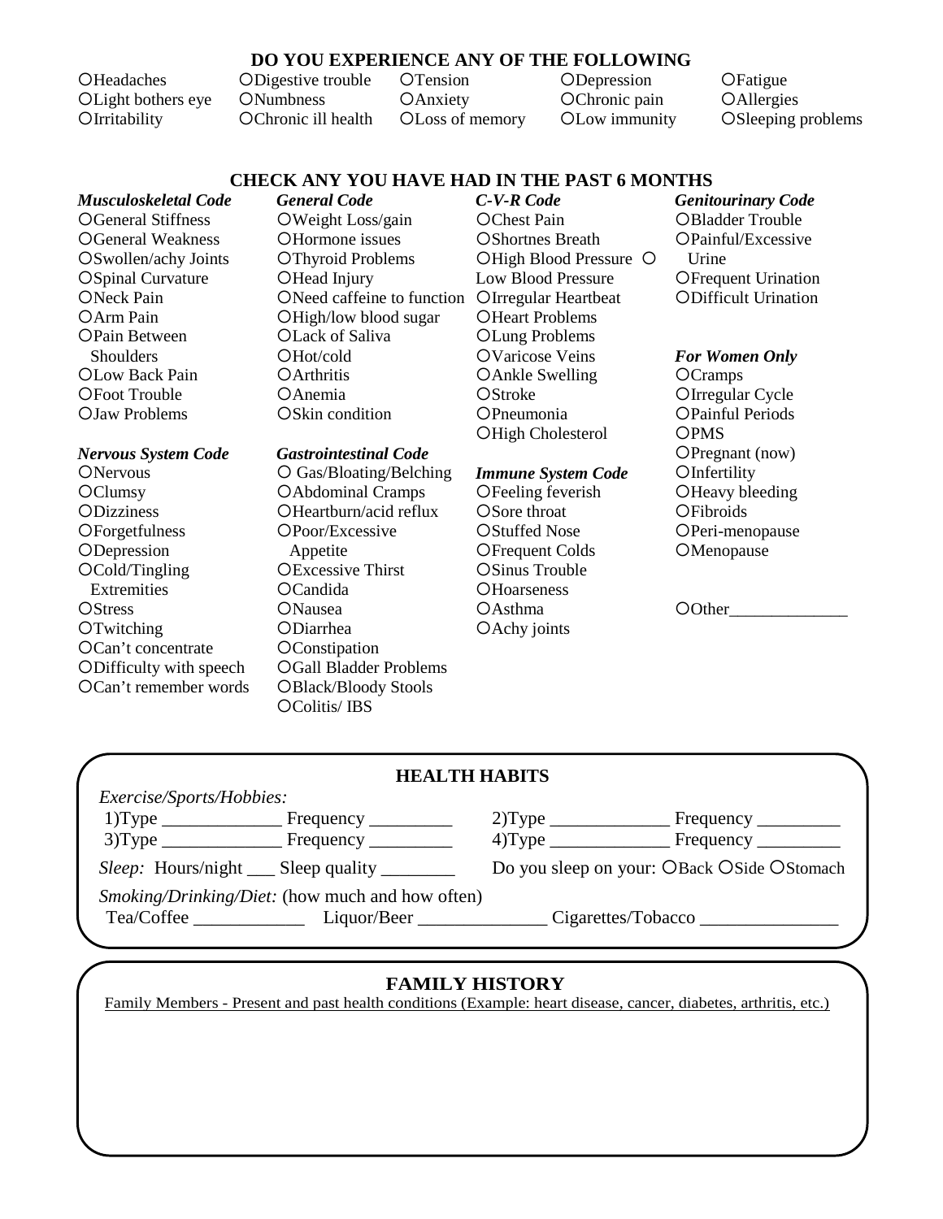## DO YOU EXPERIENCE ANY OF THE FOLLOWING

| | | | | |
|---|---|---|---|---|
| ○Headaches | ○Digestive trouble | ○Tension | ○Depression | ○Fatigue |
| ○Light bothers eye | ○Numbness | ○Anxiety | ○Chronic pain | ○Allergies |
| ○Irritability | ○Chronic ill health | ○Loss of memory | ○Low immunity | ○Sleeping problems |

## CHECK ANY YOU HAVE HAD IN THE PAST 6 MONTHS

***Musculoskeletal Code***
- ○General Stiffness
- ○General Weakness
- ○Swollen/achy Joints
- ○Spinal Curvature
- ○Neck Pain
- ○Arm Pain
- ○Pain Between Shoulders
- ○Low Back Pain
- ○Foot Trouble
- ○Jaw Problems

***Nervous System Code***
- ○Nervous
- ○Clumsy
- ○Dizziness
- ○Forgetfulness
- ○Depression
- ○Cold/Tingling Extremities
- ○Stress
- ○Twitching
- ○Can't concentrate
- ○Difficulty with speech
- ○Can't remember words

***General Code***
- ○Weight Loss/gain
- ○Hormone issues
- ○Thyroid Problems
- ○Head Injury
- ○Need caffeine to function
- ○High/low blood sugar
- ○Lack of Saliva
- ○Hot/cold
- ○Arthritis
- ○Anemia
- ○Skin condition

***Gastrointestinal Code***
- ○ Gas/Bloating/Belching
- ○Abdominal Cramps
- ○Heartburn/acid reflux
- ○Poor/Excessive Appetite
- ○Excessive Thirst
- ○Candida
- ○Nausea
- ○Diarrhea
- ○Constipation
- ○Gall Bladder Problems
- ○Black/Bloody Stools
- ○Colitis/ IBS

***C-V-R Code***
- ○Chest Pain
- ○Shortnes Breath
- ○High Blood Pressure ○ Low Blood Pressure
- ○Irregular Heartbeat
- ○Heart Problems
- ○Lung Problems
- ○Varicose Veins
- ○Ankle Swelling
- ○Stroke
- ○Pneumonia
- ○High Cholesterol

***Immune System Code***
- ○Feeling feverish
- ○Sore throat
- ○Stuffed Nose
- ○Frequent Colds
- ○Sinus Trouble
- ○Hoarseness
- ○Asthma
- ○Achy joints

***Genitourinary Code***
- ○Bladder Trouble
- ○Painful/Excessive Urine
- ○Frequent Urination
- ○Difficult Urination

***For Women Only***
- ○Cramps
- ○Irregular Cycle
- ○Painful Periods
- ○PMS
- ○Pregnant (now)
- ○Infertility
- ○Heavy bleeding
- ○Fibroids
- ○Peri-menopause
- ○Menopause

○Other______________

## HEALTH HABITS

*Exercise/Sports/Hobbies:*

1)Type _____________ Frequency _________ 2)Type _____________ Frequency _________

3)Type _____________ Frequency _________ 4)Type _____________ Frequency _________

*Sleep:* Hours/night ___ Sleep quality ________ Do you sleep on your: ○Back ○Side ○Stomach

*Smoking/Drinking/Diet:* (how much and how often)

Tea/Coffee ____________ Liquor/Beer ______________ Cigarettes/Tobacco _______________

## FAMILY HISTORY

Family Members - Present and past health conditions (Example: heart disease, cancer, diabetes, arthritis, etc.)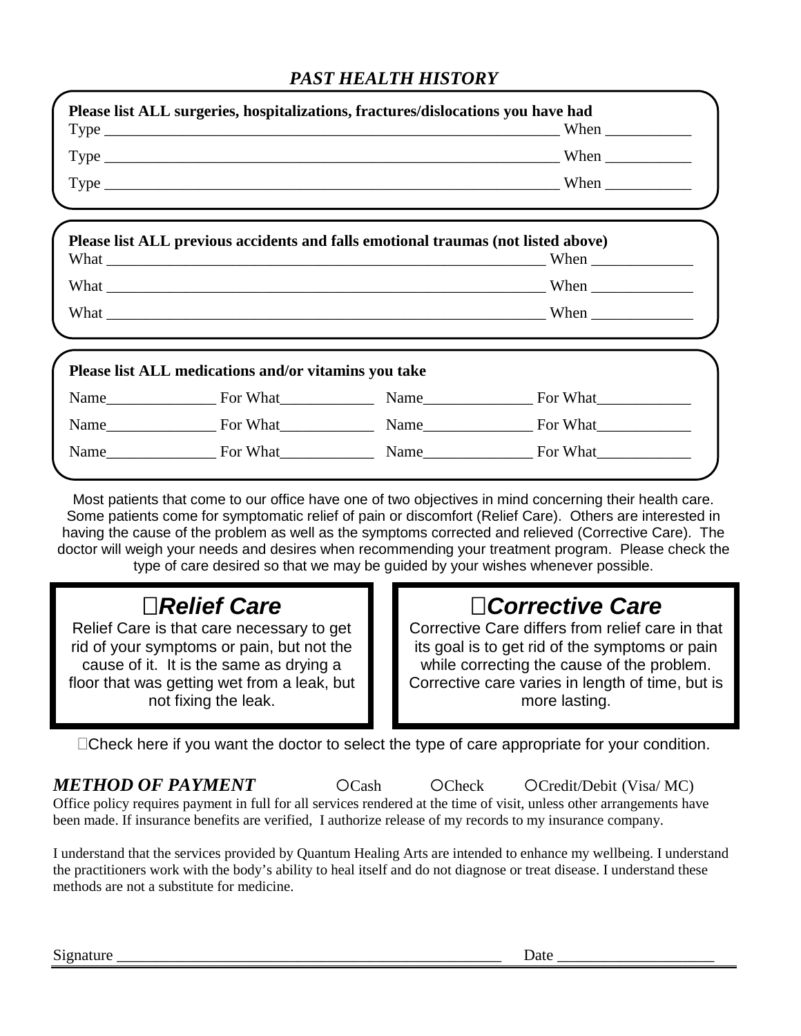## *PAST HEALTH HISTORY*

**Please list ALL surgeries, hospitalizations, fractures/dislocations you have had**

Type ____________________________________________________________ When ___________

Type ____________________________________________________________ When ___________

Type ____________________________________________________________ When ___________

**Please list ALL previous accidents and falls emotional traumas (not listed above)**

What _________________________________________________________ When _____________

What _________________________________________________________ When _____________

What _________________________________________________________ When _____________

**Please list ALL medications and/or vitamins you take**

Name______________ For What____________ Name______________ For What____________

Name______________ For What____________ Name______________ For What____________

Name______________ For What____________ Name______________ For What____________

Most patients that come to our office have one of two objectives in mind concerning their health care. Some patients come for symptomatic relief of pain or discomfort (Relief Care). Others are interested in having the cause of the problem as well as the symptoms corrected and relieved (Corrective Care). The doctor will weigh your needs and desires when recommending your treatment program. Please check the type of care desired so that we may be guided by your wishes whenever possible.

☐ ***Relief Care***

Relief Care is that care necessary to get rid of your symptoms or pain, but not the cause of it. It is the same as drying a floor that was getting wet from a leak, but not fixing the leak.

☐ ***Corrective Care***

Corrective Care differs from relief care in that its goal is to get rid of the symptoms or pain while correcting the cause of the problem. Corrective care varies in length of time, but is more lasting.

☐ Check here if you want the doctor to select the type of care appropriate for your condition.

***METHOD OF PAYMENT*** ○ Cash ○ Check ○ Credit/Debit (Visa/ MC)

Office policy requires payment in full for all services rendered at the time of visit, unless other arrangements have been made. If insurance benefits are verified, I authorize release of my records to my insurance company.

I understand that the services provided by Quantum Healing Arts are intended to enhance my wellbeing. I understand the practitioners work with the body's ability to heal itself and do not diagnose or treat disease. I understand these methods are not a substitute for medicine.

Signature ___________________________________________________ Date ____________________